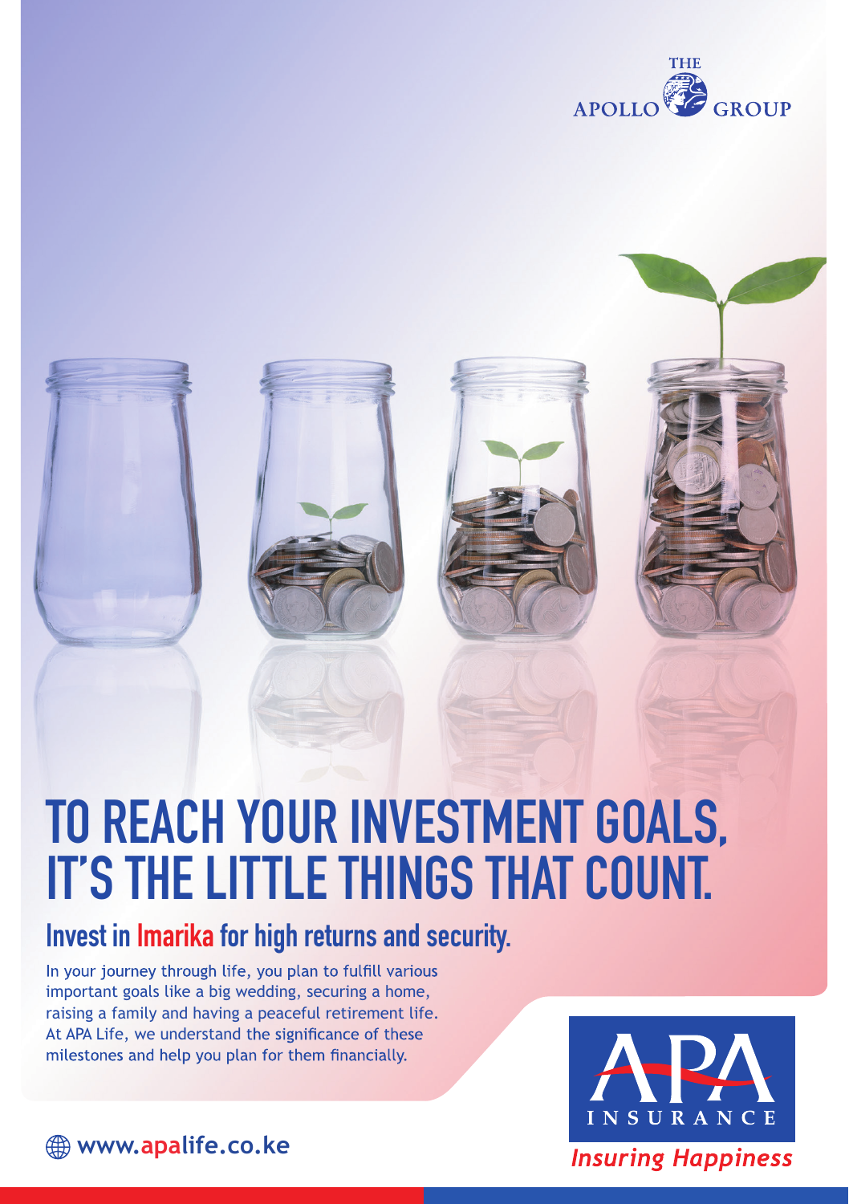THE APOLLO GROUP

# TO REACH YOUR INVESTMENT GOALS, IT'S THE LITTLE THINGS THAT COUNT.

## Invest in Imarika for high returns and security.

In your journey through life, you plan to fulfill various important goals like a big wedding, securing a home, raising a family and having a peaceful retirement life. At APA Life, we understand the significance of these milestones and help you plan for them financially.

APA INSURANCE

*Insuring Happiness*

www.apalife.co.ke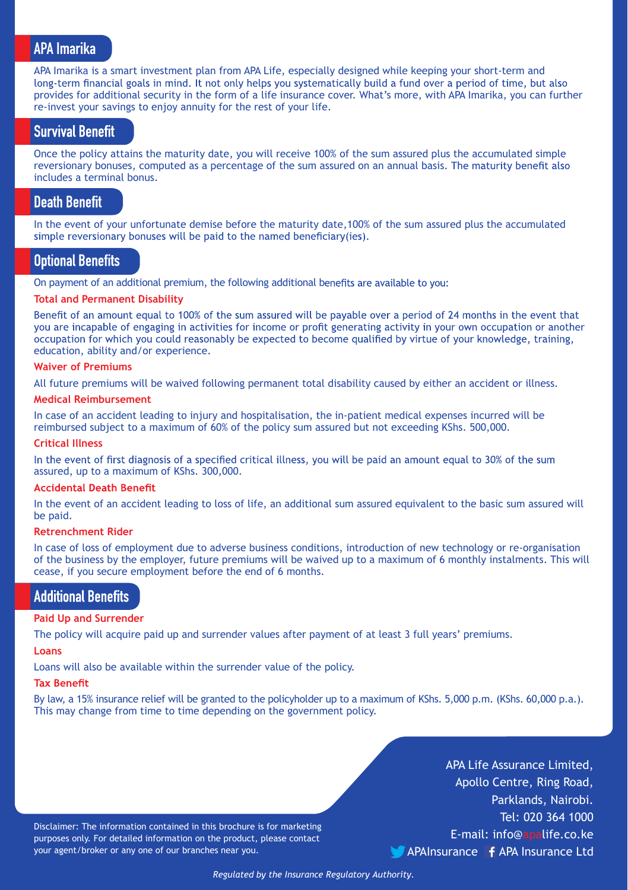## APA Imarika

APA Imarika is a smart investment plan from APA Life, especially designed while keeping your short-term and long-term financial goals in mind. It not only helps you systematically build a fund over a period of time, but also provides for additional security in the form of a life insurance cover. What's more, with APA Imarika, you can further re-invest your savings to enjoy annuity for the rest of your life.

## Survival Benefit

Once the policy attains the maturity date, you will receive 100% of the sum assured plus the accumulated simple reversionary bonuses, computed as a percentage of the sum assured on an annual basis. The maturity benefit also includes a terminal bonus.

## Death Benefit

In the event of your unfortunate demise before the maturity date,100% of the sum assured plus the accumulated simple reversionary bonuses will be paid to the named beneficiary(ies).

## Optional Benefits

On payment of an additional premium, the following additional benefits are available to you:

### Total and Permanent Disability

Benefit of an amount equal to 100% of the sum assured will be payable over a period of 24 months in the event that you are incapable of engaging in activities for income or profit generating activity in your own occupation or another occupation for which you could reasonably be expected to become qualified by virtue of your knowledge, training, education, ability and/or experience.

### Waiver of Premiums

All future premiums will be waived following permanent total disability caused by either an accident or illness.

### Medical Reimbursement

In case of an accident leading to injury and hospitalisation, the in-patient medical expenses incurred will be reimbursed subject to a maximum of 60% of the policy sum assured but not exceeding KShs. 500,000.

### Critical Illness

In the event of first diagnosis of a specified critical illness, you will be paid an amount equal to 30% of the sum assured, up to a maximum of KShs. 300,000.

### Accidental Death Benefit

In the event of an accident leading to loss of life, an additional sum assured equivalent to the basic sum assured will be paid.

### Retrenchment Rider

In case of loss of employment due to adverse business conditions, introduction of new technology or re-organisation of the business by the employer, future premiums will be waived up to a maximum of 6 monthly instalments. This will cease, if you secure employment before the end of 6 months.

## Additional Benefits

### Paid Up and Surrender

The policy will acquire paid up and surrender values after payment of at least 3 full years' premiums.

### Loans

Loans will also be available within the surrender value of the policy.

### Tax Benefit

By law, a 15% insurance relief will be granted to the policyholder up to a maximum of KShs. 5,000 p.m. (KShs. 60,000 p.a.). This may change from time to time depending on the government policy.

APA Life Assurance Limited,
Apollo Centre, Ring Road,
Parklands, Nairobi.
Tel: 020 364 1000
E-mail: info@apalife.co.ke
APAInsurance APA Insurance Ltd

Disclaimer: The information contained in this brochure is for marketing purposes only. For detailed information on the product, please contact your agent/broker or any one of our branches near you.

*Regulated by the Insurance Regulatory Authority.*